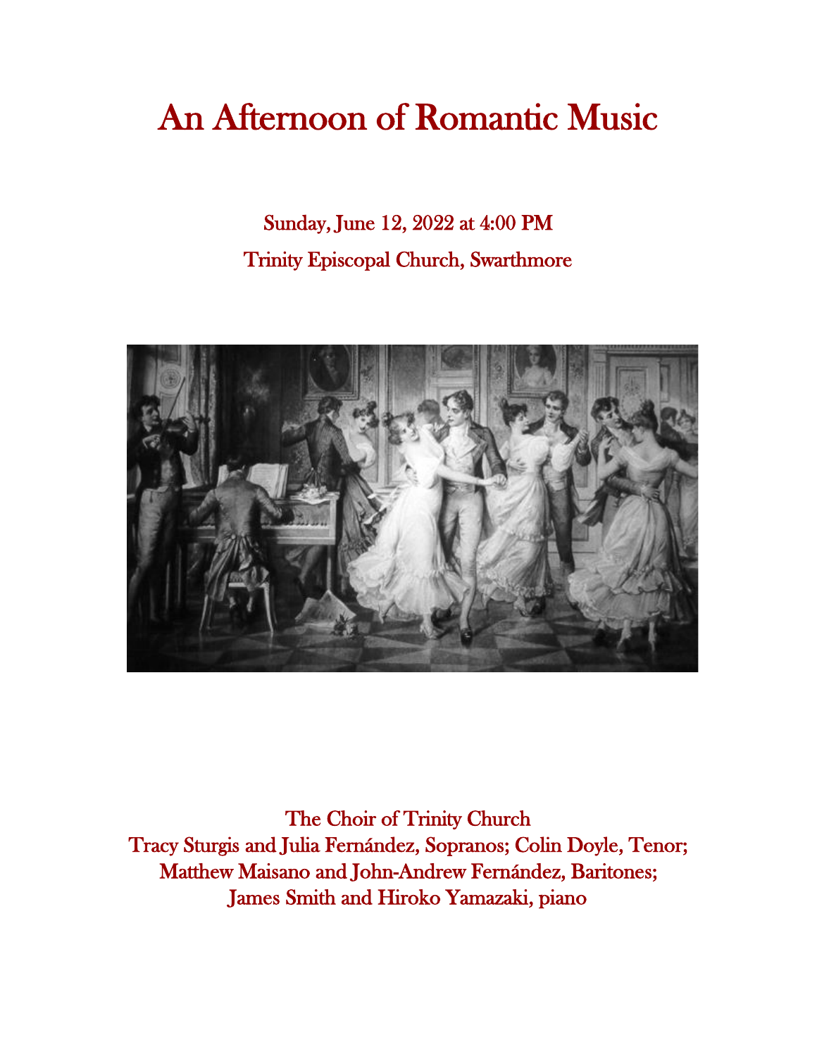# An Afternoon of Romantic Music

Sunday, June 12, 2022 at 4:00 PM

Trinity Episcopal Church, Swarthmore

The Choir of Trinity Church

Tracy Sturgis and Julia Fernández, Sopranos; Colin Doyle, Tenor;
Matthew Maisano and John-Andrew Fernández, Baritones;
James Smith and Hiroko Yamazaki, piano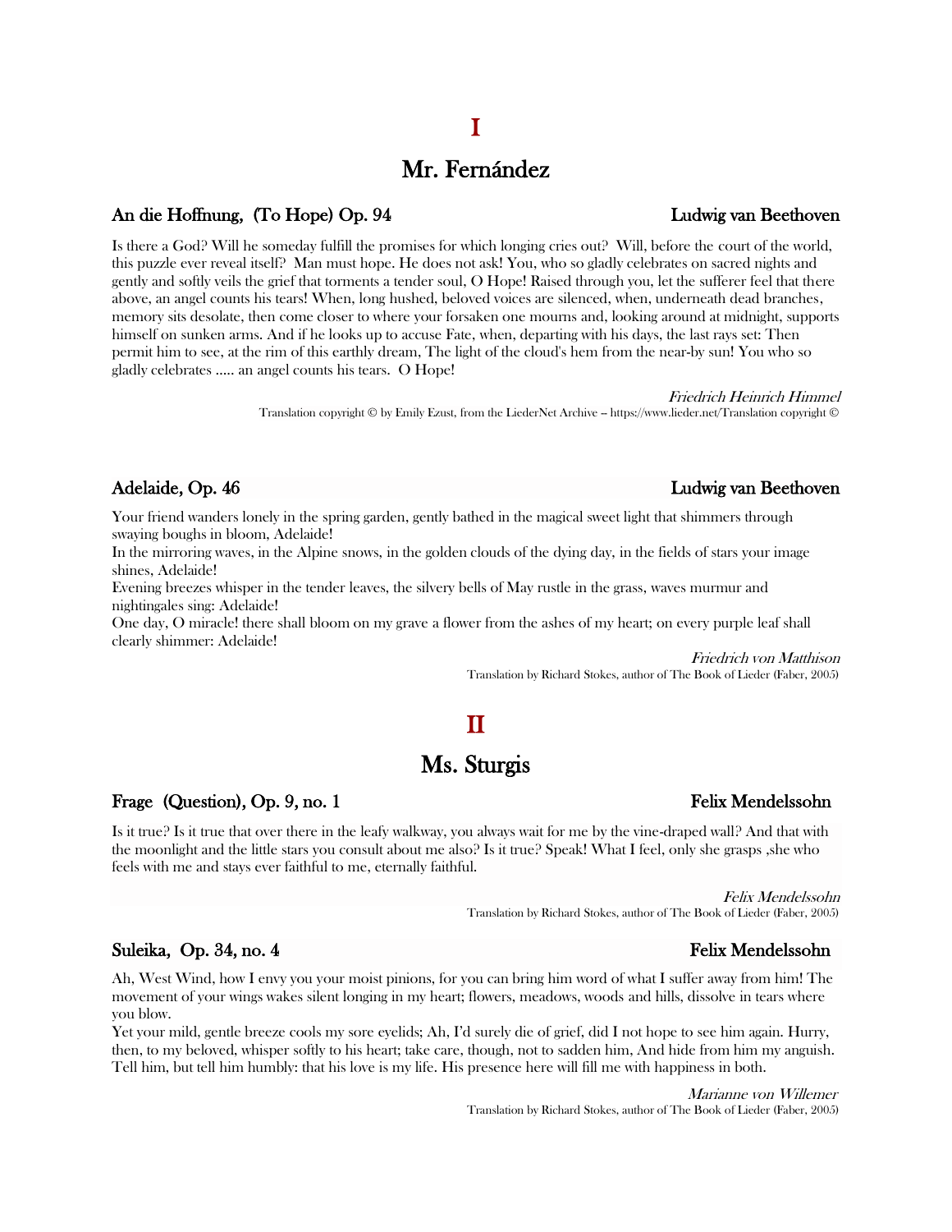# I

## Mr. Fernández

### An die Hoffnung, (To Hope) Op. 94 — Ludwig van Beethoven

Is there a God? Will he someday fulfill the promises for which longing cries out? Will, before the court of the world, this puzzle ever reveal itself? Man must hope. He does not ask! You, who so gladly celebrates on sacred nights and gently and softly veils the grief that torments a tender soul, O Hope! Raised through you, let the sufferer feel that there above, an angel counts his tears! When, long hushed, beloved voices are silenced, when, underneath dead branches, memory sits desolate, then come closer to where your forsaken one mourns and, looking around at midnight, supports himself on sunken arms. And if he looks up to accuse Fate, when, departing with his days, the last rays set: Then permit him to see, at the rim of this earthly dream, The light of the cloud's hem from the near-by sun! You who so gladly celebrates ..... an angel counts his tears. O Hope!

*Friedrich Heinrich Himmel*
Translation copyright © by Emily Ezust, from the LiederNet Archive -- https://www.lieder.net/Translation copyright ©

### Adelaide, Op. 46 — Ludwig van Beethoven

Your friend wanders lonely in the spring garden, gently bathed in the magical sweet light that shimmers through swaying boughs in bloom, Adelaide!
In the mirroring waves, in the Alpine snows, in the golden clouds of the dying day, in the fields of stars your image shines, Adelaide!
Evening breezes whisper in the tender leaves, the silvery bells of May rustle in the grass, waves murmur and nightingales sing: Adelaide!
One day, O miracle! there shall bloom on my grave a flower from the ashes of my heart; on every purple leaf shall clearly shimmer: Adelaide!

*Friedrich von Matthison*
Translation by Richard Stokes, author of The Book of Lieder (Faber, 2005)

# II

## Ms. Sturgis

### Frage (Question), Op. 9, no. 1 — Felix Mendelssohn

Is it true? Is it true that over there in the leafy walkway, you always wait for me by the vine-draped wall? And that with the moonlight and the little stars you consult about me also? Is it true? Speak! What I feel, only she grasps ,she who feels with me and stays ever faithful to me, eternally faithful.

*Felix Mendelssohn*
Translation by Richard Stokes, author of The Book of Lieder (Faber, 2005)

### Suleika, Op. 34, no. 4 — Felix Mendelssohn

Ah, West Wind, how I envy you your moist pinions, for you can bring him word of what I suffer away from him! The movement of your wings wakes silent longing in my heart; flowers, meadows, woods and hills, dissolve in tears where you blow.
Yet your mild, gentle breeze cools my sore eyelids; Ah, I'd surely die of grief, did I not hope to see him again. Hurry, then, to my beloved, whisper softly to his heart; take care, though, not to sadden him, And hide from him my anguish. Tell him, but tell him humbly: that his love is my life. His presence here will fill me with happiness in both.

*Marianne von Willemer*
Translation by Richard Stokes, author of The Book of Lieder (Faber, 2005)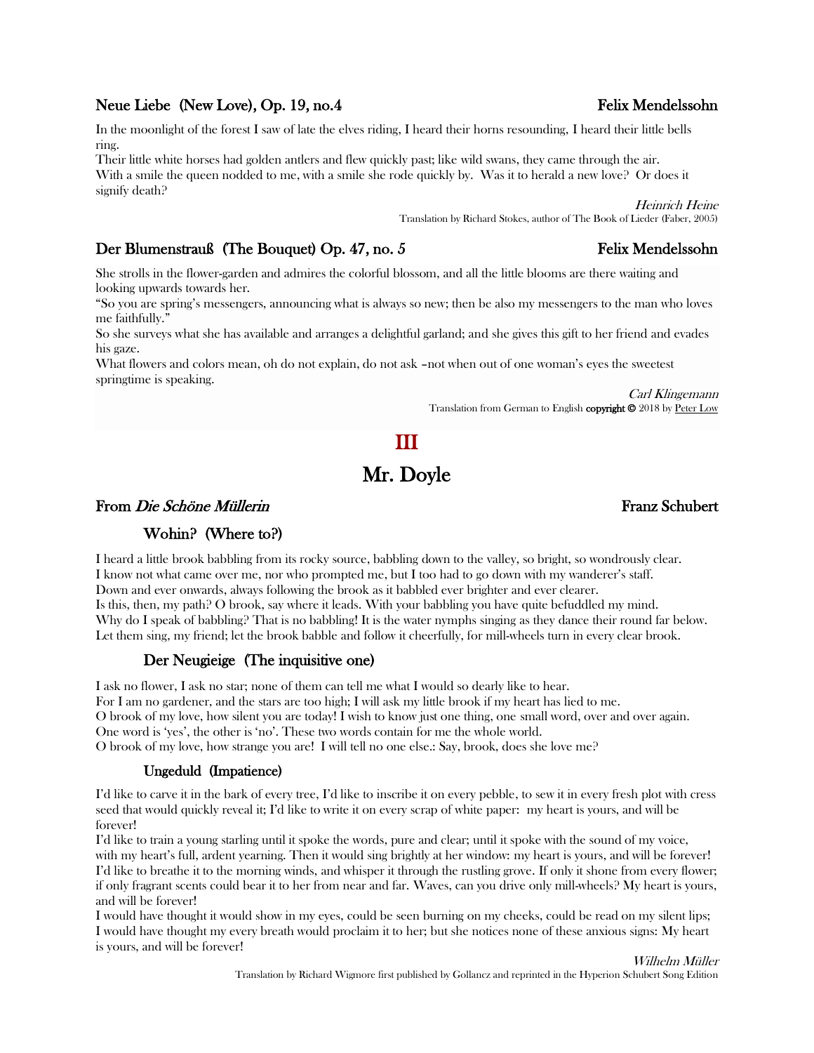### Neue Liebe (New Love), Op. 19, no.4 — Felix Mendelssohn

In the moonlight of the forest I saw of late the elves riding, I heard their horns resounding, I heard their little bells ring.
Their little white horses had golden antlers and flew quickly past; like wild swans, they came through the air.
With a smile the queen nodded to me, with a smile she rode quickly by. Was it to herald a new love? Or does it signify death?

*Heinrich Heine*
Translation by Richard Stokes, author of The Book of Lieder (Faber, 2005)

### Der Blumenstrauß (The Bouquet) Op. 47, no. 5 — Felix Mendelssohn

She strolls in the flower-garden and admires the colorful blossom, and all the little blooms are there waiting and looking upwards towards her.
"So you are spring's messengers, announcing what is always so new; then be also my messengers to the man who loves me faithfully."
So she surveys what she has available and arranges a delightful garland; and she gives this gift to her friend and evades his gaze.
What flowers and colors mean, oh do not explain, do not ask –not when out of one woman's eyes the sweetest springtime is speaking.

*Carl Klingemann*
Translation from German to English **copyright ©** 2018 by Peter Low

## III

## Mr. Doyle

### From *Die Schöne Müllerin* — Franz Schubert

#### Wohin? (Where to?)

I heard a little brook babbling from its rocky source, babbling down to the valley, so bright, so wondrously clear.
I know not what came over me, nor who prompted me, but I too had to go down with my wanderer's staff.
Down and ever onwards, always following the brook as it babbled ever brighter and ever clearer.
Is this, then, my path? O brook, say where it leads. With your babbling you have quite befuddled my mind.
Why do I speak of babbling? That is no babbling! It is the water nymphs singing as they dance their round far below.
Let them sing, my friend; let the brook babble and follow it cheerfully, for mill-wheels turn in every clear brook.

#### Der Neugieige (The inquisitive one)

I ask no flower, I ask no star; none of them can tell me what I would so dearly like to hear.
For I am no gardener, and the stars are too high; I will ask my little brook if my heart has lied to me.
O brook of my love, how silent you are today! I wish to know just one thing, one small word, over and over again.
One word is 'yes', the other is 'no'. These two words contain for me the whole world.
O brook of my love, how strange you are! I will tell no one else.: Say, brook, does she love me?

#### Ungeduld (Impatience)

I'd like to carve it in the bark of every tree, I'd like to inscribe it on every pebble, to sew it in every fresh plot with cress seed that would quickly reveal it; I'd like to write it on every scrap of white paper: my heart is yours, and will be forever!
I'd like to train a young starling until it spoke the words, pure and clear; until it spoke with the sound of my voice, with my heart's full, ardent yearning. Then it would sing brightly at her window: my heart is yours, and will be forever!
I'd like to breathe it to the morning winds, and whisper it through the rustling grove. If only it shone from every flower; if only fragrant scents could bear it to her from near and far. Waves, can you drive only mill-wheels? My heart is yours, and will be forever!
I would have thought it would show in my eyes, could be seen burning on my cheeks, could be read on my silent lips; I would have thought my every breath would proclaim it to her; but she notices none of these anxious signs: My heart is yours, and will be forever!

*Wilhelm Müller*
Translation by Richard Wigmore first published by Gollancz and reprinted in the Hyperion Schubert Song Edition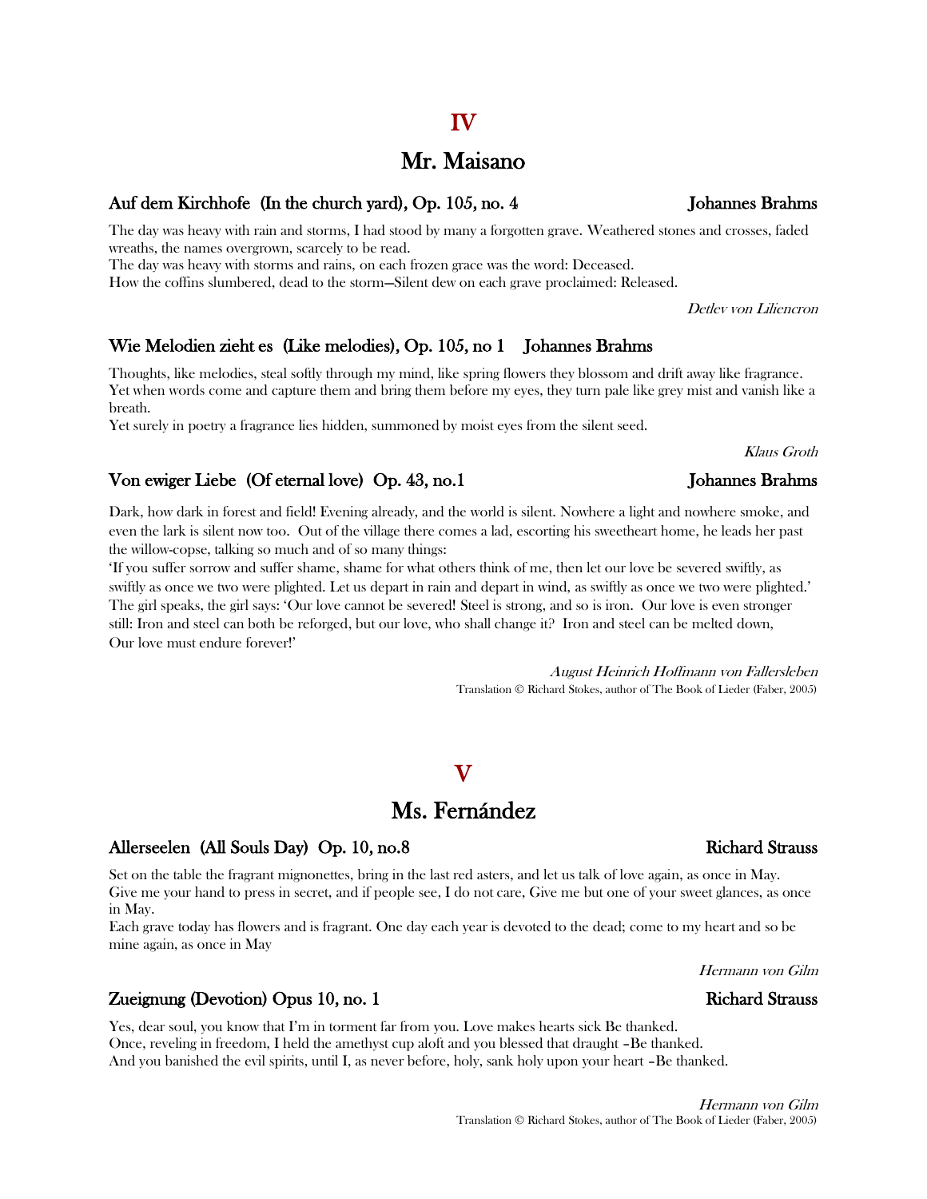# IV

## Mr. Maisano

### Auf dem Kirchhofe (In the church yard), Op. 105, no. 4 — Johannes Brahms

The day was heavy with rain and storms, I had stood by many a forgotten grave. Weathered stones and crosses, faded wreaths, the names overgrown, scarcely to be read.
The day was heavy with storms and rains, on each frozen grace was the word: Deceased.
How the coffins slumbered, dead to the storm—Silent dew on each grave proclaimed: Released.

*Detlev von Liliencron*

### Wie Melodien zieht es (Like melodies), Op. 105, no 1 — Johannes Brahms

Thoughts, like melodies, steal softly through my mind, like spring flowers they blossom and drift away like fragrance.
Yet when words come and capture them and bring them before my eyes, they turn pale like grey mist and vanish like a breath.
Yet surely in poetry a fragrance lies hidden, summoned by moist eyes from the silent seed.

*Klaus Groth*

### Von ewiger Liebe (Of eternal love) Op. 43, no.1 — Johannes Brahms

Dark, how dark in forest and field! Evening already, and the world is silent. Nowhere a light and nowhere smoke, and even the lark is silent now too. Out of the village there comes a lad, escorting his sweetheart home, he leads her past the willow-copse, talking so much and of so many things:
'If you suffer sorrow and suffer shame, shame for what others think of me, then let our love be severed swiftly, as swiftly as once we two were plighted. Let us depart in rain and depart in wind, as swiftly as once we two were plighted.'
The girl speaks, the girl says: 'Our love cannot be severed! Steel is strong, and so is iron. Our love is even stronger still: Iron and steel can both be reforged, but our love, who shall change it? Iron and steel can be melted down,
Our love must endure forever!'

*August Heinrich Hoffmann von Fallersleben*
Translation © Richard Stokes, author of The Book of Lieder (Faber, 2005)

# V

## Ms. Fernández

### Allerseelen (All Souls Day) Op. 10, no.8 — Richard Strauss

Set on the table the fragrant mignonettes, bring in the last red asters, and let us talk of love again, as once in May.
Give me your hand to press in secret, and if people see, I do not care, Give me but one of your sweet glances, as once in May.
Each grave today has flowers and is fragrant. One day each year is devoted to the dead; come to my heart and so be mine again, as once in May

*Hermann von Gilm*

### Zueignung (Devotion) Opus 10, no. 1 — Richard Strauss

Yes, dear soul, you know that I'm in torment far from you. Love makes hearts sick Be thanked.
Once, reveling in freedom, I held the amethyst cup aloft and you blessed that draught –Be thanked.
And you banished the evil spirits, until I, as never before, holy, sank holy upon your heart –Be thanked.

*Hermann von Gilm*
Translation © Richard Stokes, author of The Book of Lieder (Faber, 2005)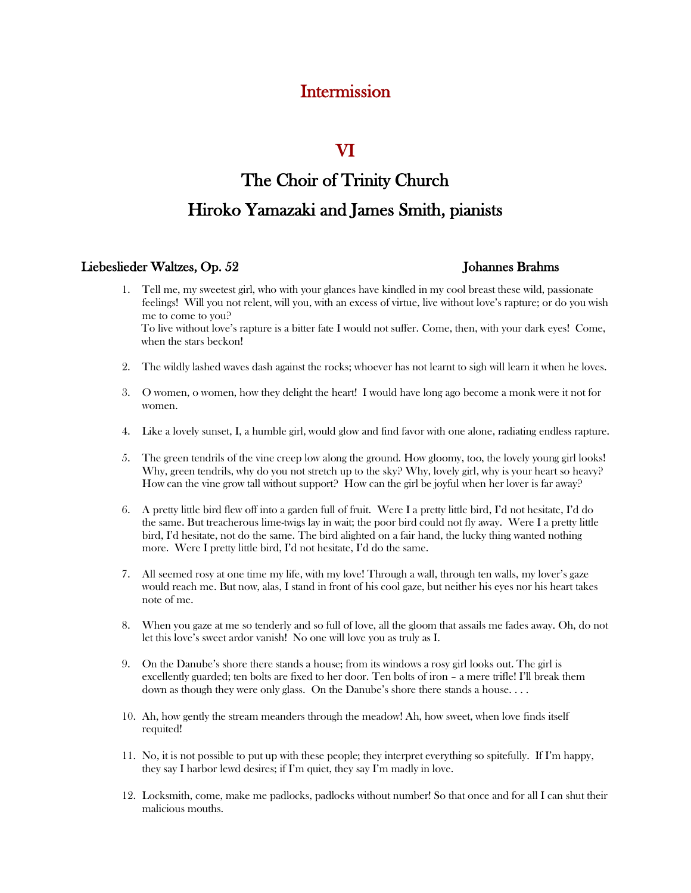## Intermission

# VI

## The Choir of Trinity Church

## Hiroko Yamazaki and James Smith, pianists

**Liebeslieder Waltzes, Op. 52** — **Johannes Brahms**

1. Tell me, my sweetest girl, who with your glances have kindled in my cool breast these wild, passionate feelings! Will you not relent, will you, with an excess of virtue, live without love's rapture; or do you wish me to come to you?
   To live without love's rapture is a bitter fate I would not suffer. Come, then, with your dark eyes! Come, when the stars beckon!

2. The wildly lashed waves dash against the rocks; whoever has not learnt to sigh will learn it when he loves.

3. O women, o women, how they delight the heart! I would have long ago become a monk were it not for women.

4. Like a lovely sunset, I, a humble girl, would glow and find favor with one alone, radiating endless rapture.

5. The green tendrils of the vine creep low along the ground. How gloomy, too, the lovely young girl looks! Why, green tendrils, why do you not stretch up to the sky? Why, lovely girl, why is your heart so heavy? How can the vine grow tall without support? How can the girl be joyful when her lover is far away?

6. A pretty little bird flew off into a garden full of fruit. Were I a pretty little bird, I'd not hesitate, I'd do the same. But treacherous lime-twigs lay in wait; the poor bird could not fly away. Were I a pretty little bird, I'd hesitate, not do the same. The bird alighted on a fair hand, the lucky thing wanted nothing more. Were I pretty little bird, I'd not hesitate, I'd do the same.

7. All seemed rosy at one time my life, with my love! Through a wall, through ten walls, my lover's gaze would reach me. But now, alas, I stand in front of his cool gaze, but neither his eyes nor his heart takes note of me.

8. When you gaze at me so tenderly and so full of love, all the gloom that assails me fades away. Oh, do not let this love's sweet ardor vanish! No one will love you as truly as I.

9. On the Danube's shore there stands a house; from its windows a rosy girl looks out. The girl is excellently guarded; ten bolts are fixed to her door. Ten bolts of iron – a mere trifle! I'll break them down as though they were only glass. On the Danube's shore there stands a house. . . .

10. Ah, how gently the stream meanders through the meadow! Ah, how sweet, when love finds itself requited!

11. No, it is not possible to put up with these people; they interpret everything so spitefully. If I'm happy, they say I harbor lewd desires; if I'm quiet, they say I'm madly in love.

12. Locksmith, come, make me padlocks, padlocks without number! So that once and for all I can shut their malicious mouths.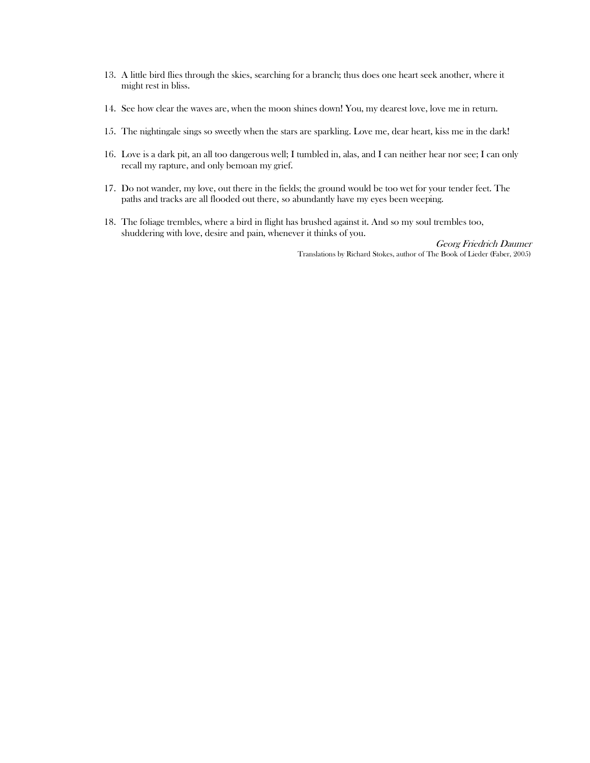13. A little bird flies through the skies, searching for a branch; thus does one heart seek another, where it might rest in bliss.

14. See how clear the waves are, when the moon shines down! You, my dearest love, love me in return.

15. The nightingale sings so sweetly when the stars are sparkling. Love me, dear heart, kiss me in the dark!

16. Love is a dark pit, an all too dangerous well; I tumbled in, alas, and I can neither hear nor see; I can only recall my rapture, and only bemoan my grief.

17. Do not wander, my love, out there in the fields; the ground would be too wet for your tender feet. The paths and tracks are all flooded out there, so abundantly have my eyes been weeping.

18. The foliage trembles, where a bird in flight has brushed against it. And so my soul trembles too, shuddering with love, desire and pain, whenever it thinks of you.

*Georg Friedrich Daumer*

Translations by Richard Stokes, author of The Book of Lieder (Faber, 2005)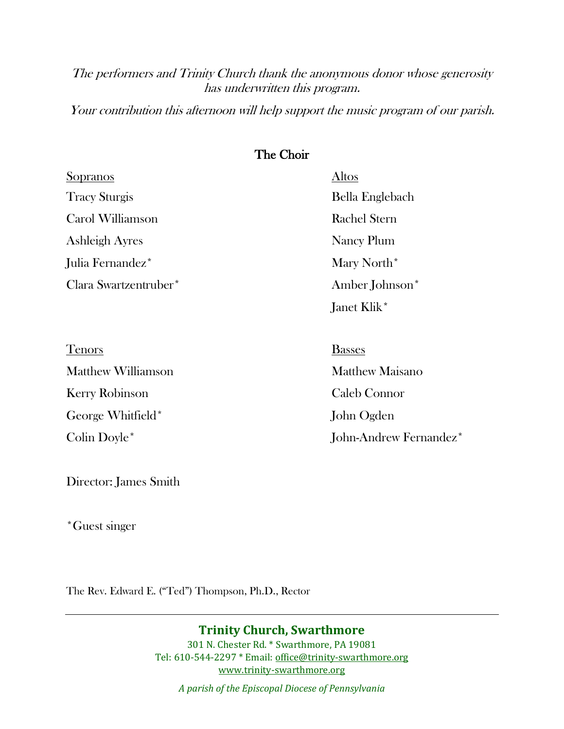*The performers and Trinity Church thank the anonymous donor whose generosity has underwritten this program.*

*Your contribution this afternoon will help support the music program of our parish.*

## The Choir

Sopranos

Tracy Sturgis

Carol Williamson

Ashleigh Ayres

Julia Fernandez*

Clara Swartzentruber*

Altos

Bella Englebach

Rachel Stern

Nancy Plum

Mary North*

Amber Johnson*

Janet Klik*

Tenors

Matthew Williamson

Kerry Robinson

George Whitfield*

Colin Doyle*

Basses

Matthew Maisano

Caleb Connor

John Ogden

John-Andrew Fernandez*

Director: James Smith

*Guest singer

The Rev. Edward E. ("Ted") Thompson, Ph.D., Rector

---

**Trinity Church, Swarthmore**

301 N. Chester Rd. * Swarthmore, PA 19081

Tel: 610-544-2297 * Email: office@trinity-swarthmore.org

www.trinity-swarthmore.org

*A parish of the Episcopal Diocese of Pennsylvania*